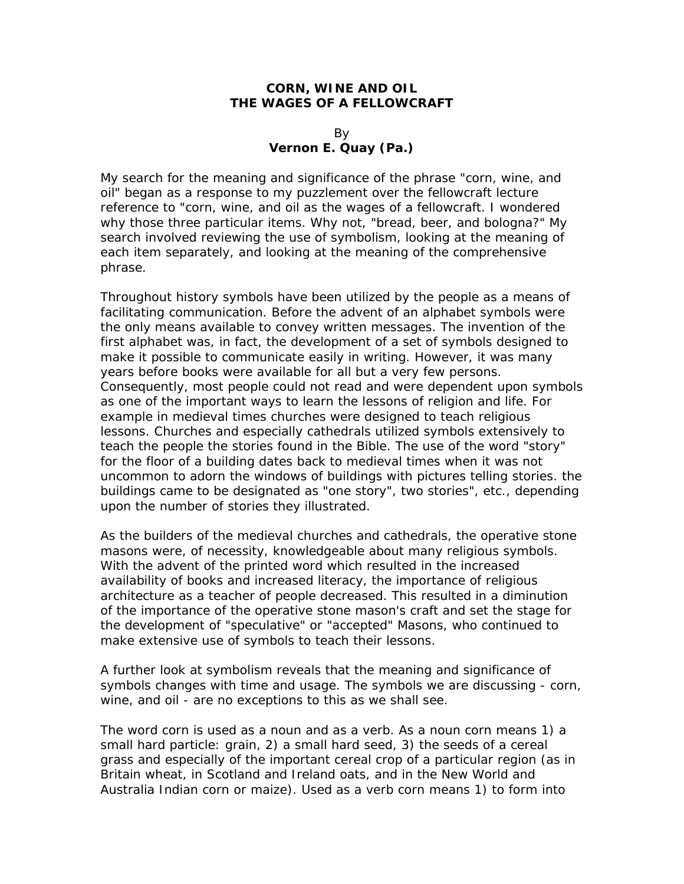# CORN, WINE AND OIL
# THE WAGES OF A FELLOWCRAFT

By
**Vernon E. Quay (Pa.)**

My search for the meaning and significance of the phrase "corn, wine, and oil" began as a response to my puzzlement over the fellowcraft lecture reference to "corn, wine, and oil as the wages of a fellowcraft. I wondered why those three particular items. Why not, "bread, beer, and bologna?" My search involved reviewing the use of symbolism, looking at the meaning of each item separately, and looking at the meaning of the comprehensive phrase.

Throughout history symbols have been utilized by the people as a means of facilitating communication. Before the advent of an alphabet symbols were the only means available to convey written messages. The invention of the first alphabet was, in fact, the development of a set of symbols designed to make it possible to communicate easily in writing. However, it was many years before books were available for all but a very few persons. Consequently, most people could not read and were dependent upon symbols as one of the important ways to learn the lessons of religion and life. For example in medieval times churches were designed to teach religious lessons. Churches and especially cathedrals utilized symbols extensively to teach the people the stories found in the Bible. The use of the word "story" for the floor of a building dates back to medieval times when it was not uncommon to adorn the windows of buildings with pictures telling stories. the buildings came to be designated as "one story", two stories", etc., depending upon the number of stories they illustrated.

As the builders of the medieval churches and cathedrals, the operative stone masons were, of necessity, knowledgeable about many religious symbols. With the advent of the printed word which resulted in the increased availability of books and increased literacy, the importance of religious architecture as a teacher of people decreased. This resulted in a diminution of the importance of the operative stone mason's craft and set the stage for the development of "speculative" or "accepted" Masons, who continued to make extensive use of symbols to teach their lessons.

A further look at symbolism reveals that the meaning and significance of symbols changes with time and usage. The symbols we are discussing - corn, wine, and oil - are no exceptions to this as we shall see.

The word corn is used as a noun and as a verb. As a noun corn means 1) a small hard particle: grain, 2) a small hard seed, 3) the seeds of a cereal grass and especially of the important cereal crop of a particular region (as in Britain wheat, in Scotland and Ireland oats, and in the New World and Australia Indian corn or maize). Used as a verb corn means 1) to form into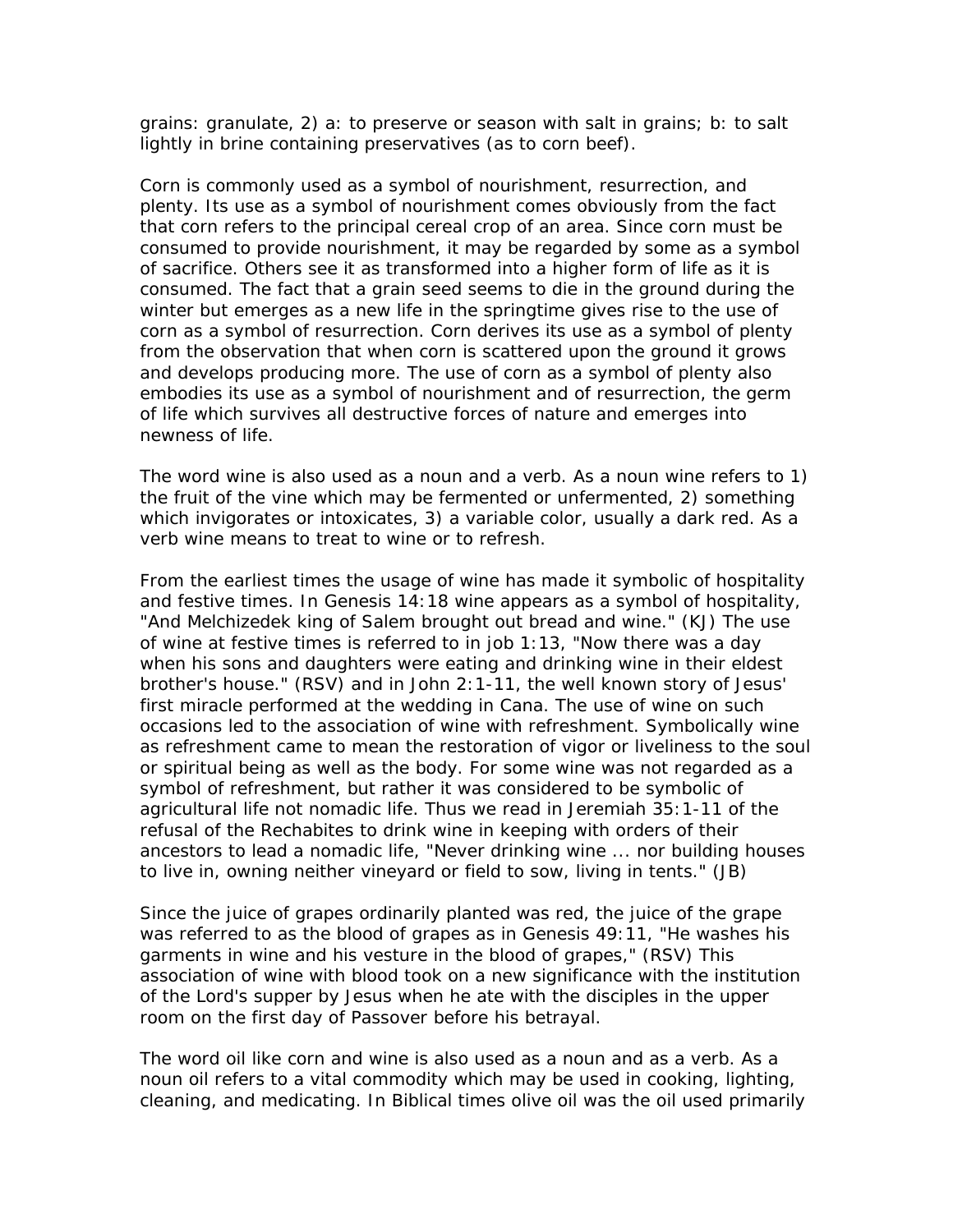grains: granulate, 2) a: to preserve or season with salt in grains; b: to salt lightly in brine containing preservatives (as to corn beef).

Corn is commonly used as a symbol of nourishment, resurrection, and plenty. Its use as a symbol of nourishment comes obviously from the fact that corn refers to the principal cereal crop of an area. Since corn must be consumed to provide nourishment, it may be regarded by some as a symbol of sacrifice. Others see it as transformed into a higher form of life as it is consumed. The fact that a grain seed seems to die in the ground during the winter but emerges as a new life in the springtime gives rise to the use of corn as a symbol of resurrection. Corn derives its use as a symbol of plenty from the observation that when corn is scattered upon the ground it grows and develops producing more. The use of corn as a symbol of plenty also embodies its use as a symbol of nourishment and of resurrection, the germ of life which survives all destructive forces of nature and emerges into newness of life.

The word wine is also used as a noun and a verb. As a noun wine refers to 1) the fruit of the vine which may be fermented or unfermented, 2) something which invigorates or intoxicates, 3) a variable color, usually a dark red. As a verb wine means to treat to wine or to refresh.

From the earliest times the usage of wine has made it symbolic of hospitality and festive times. In Genesis 14:18 wine appears as a symbol of hospitality, "And Melchizedek king of Salem brought out bread and wine." (KJ) The use of wine at festive times is referred to in job 1:13, "Now there was a day when his sons and daughters were eating and drinking wine in their eldest brother's house." (RSV) and in John 2:1-11, the well known story of Jesus' first miracle performed at the wedding in Cana. The use of wine on such occasions led to the association of wine with refreshment. Symbolically wine as refreshment came to mean the restoration of vigor or liveliness to the soul or spiritual being as well as the body. For some wine was not regarded as a symbol of refreshment, but rather it was considered to be symbolic of agricultural life not nomadic life. Thus we read in Jeremiah 35:1-11 of the refusal of the Rechabites to drink wine in keeping with orders of their ancestors to lead a nomadic life, "Never drinking wine ... nor building houses to live in, owning neither vineyard or field to sow, living in tents." (JB)

Since the juice of grapes ordinarily planted was red, the juice of the grape was referred to as the blood of grapes as in Genesis 49:11, "He washes his garments in wine and his vesture in the blood of grapes," (RSV) This association of wine with blood took on a new significance with the institution of the Lord's supper by Jesus when he ate with the disciples in the upper room on the first day of Passover before his betrayal.

The word oil like corn and wine is also used as a noun and as a verb. As a noun oil refers to a vital commodity which may be used in cooking, lighting, cleaning, and medicating. In Biblical times olive oil was the oil used primarily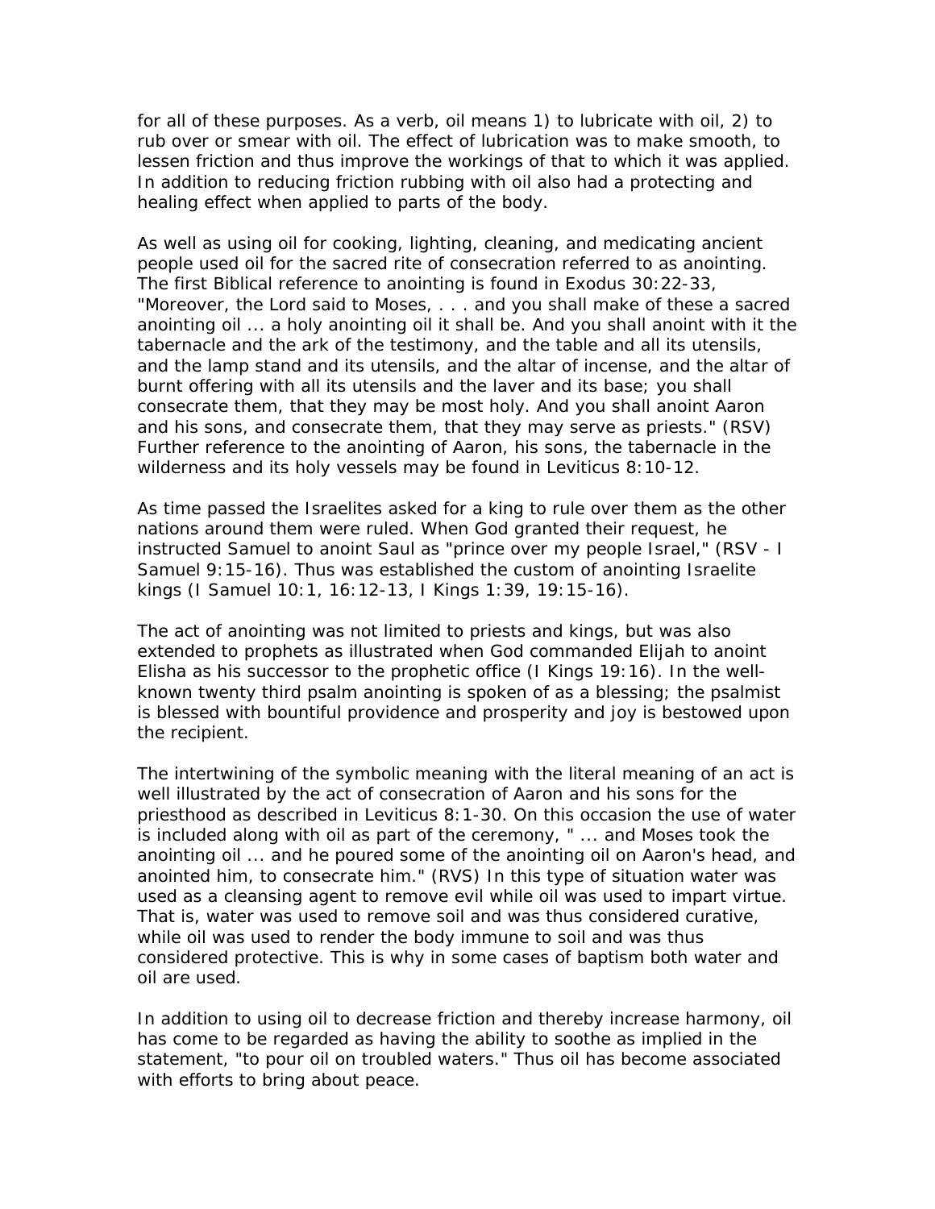for all of these purposes. As a verb, oil means 1) to lubricate with oil, 2) to rub over or smear with oil. The effect of lubrication was to make smooth, to lessen friction and thus improve the workings of that to which it was applied. In addition to reducing friction rubbing with oil also had a protecting and healing effect when applied to parts of the body.

As well as using oil for cooking, lighting, cleaning, and medicating ancient people used oil for the sacred rite of consecration referred to as anointing. The first Biblical reference to anointing is found in Exodus 30:22-33, "Moreover, the Lord said to Moses, . . . and you shall make of these a sacred anointing oil ... a holy anointing oil it shall be. And you shall anoint with it the tabernacle and the ark of the testimony, and the table and all its utensils, and the lamp stand and its utensils, and the altar of incense, and the altar of burnt offering with all its utensils and the laver and its base; you shall consecrate them, that they may be most holy. And you shall anoint Aaron and his sons, and consecrate them, that they may serve as priests." (RSV) Further reference to the anointing of Aaron, his sons, the tabernacle in the wilderness and its holy vessels may be found in Leviticus 8:10-12.

As time passed the Israelites asked for a king to rule over them as the other nations around them were ruled. When God granted their request, he instructed Samuel to anoint Saul as "prince over my people Israel," (RSV - I Samuel 9:15-16). Thus was established the custom of anointing Israelite kings (I Samuel 10:1, 16:12-13, I Kings 1:39, 19:15-16).

The act of anointing was not limited to priests and kings, but was also extended to prophets as illustrated when God commanded Elijah to anoint Elisha as his successor to the prophetic office (I Kings 19:16). In the well-known twenty third psalm anointing is spoken of as a blessing; the psalmist is blessed with bountiful providence and prosperity and joy is bestowed upon the recipient.

The intertwining of the symbolic meaning with the literal meaning of an act is well illustrated by the act of consecration of Aaron and his sons for the priesthood as described in Leviticus 8:1-30. On this occasion the use of water is included along with oil as part of the ceremony, " ... and Moses took the anointing oil ... and he poured some of the anointing oil on Aaron's head, and anointed him, to consecrate him." (RVS) In this type of situation water was used as a cleansing agent to remove evil while oil was used to impart virtue. That is, water was used to remove soil and was thus considered curative, while oil was used to render the body immune to soil and was thus considered protective. This is why in some cases of baptism both water and oil are used.

In addition to using oil to decrease friction and thereby increase harmony, oil has come to be regarded as having the ability to soothe as implied in the statement, "to pour oil on troubled waters." Thus oil has become associated with efforts to bring about peace.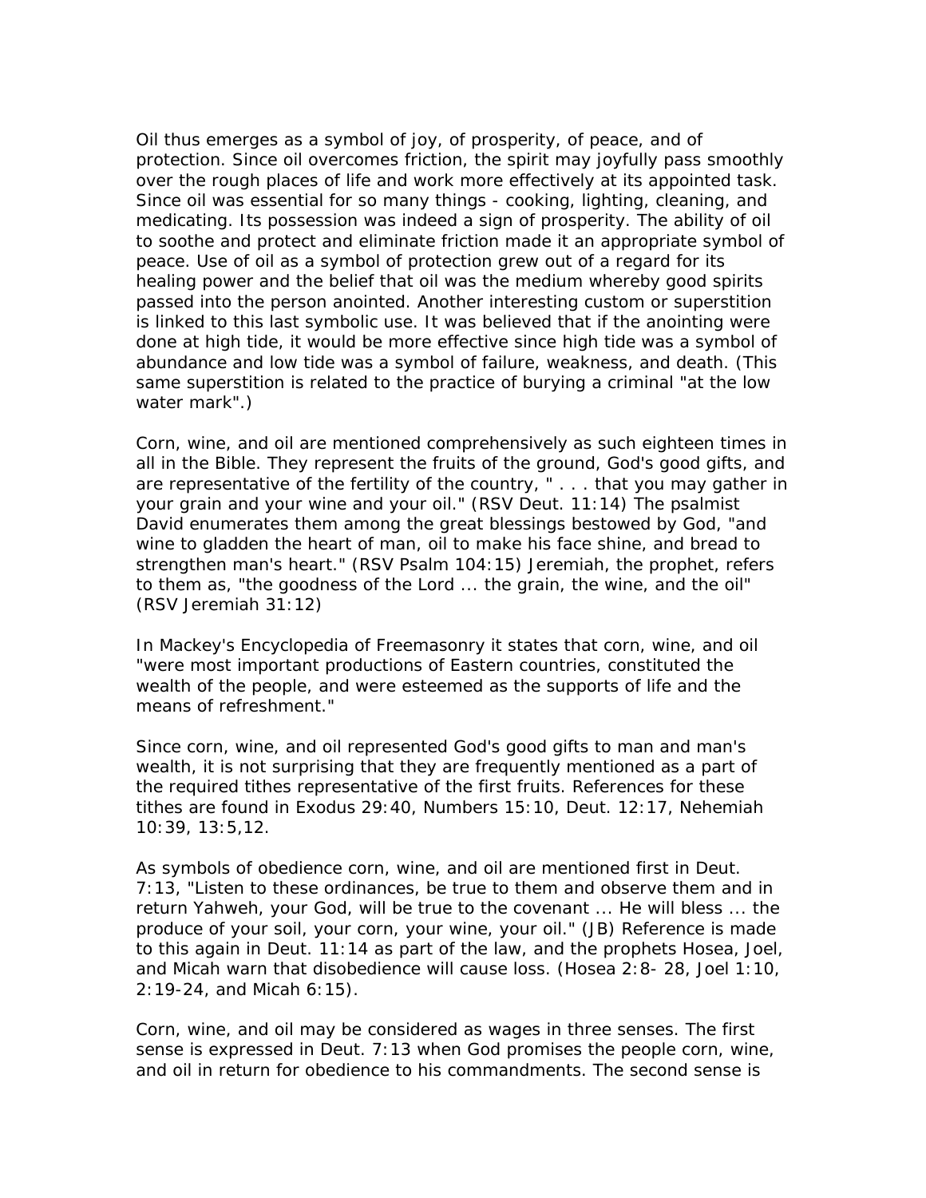Oil thus emerges as a symbol of joy, of prosperity, of peace, and of protection. Since oil overcomes friction, the spirit may joyfully pass smoothly over the rough places of life and work more effectively at its appointed task. Since oil was essential for so many things - cooking, lighting, cleaning, and medicating. Its possession was indeed a sign of prosperity. The ability of oil to soothe and protect and eliminate friction made it an appropriate symbol of peace. Use of oil as a symbol of protection grew out of a regard for its healing power and the belief that oil was the medium whereby good spirits passed into the person anointed. Another interesting custom or superstition is linked to this last symbolic use. It was believed that if the anointing were done at high tide, it would be more effective since high tide was a symbol of abundance and low tide was a symbol of failure, weakness, and death. (This same superstition is related to the practice of burying a criminal "at the low water mark".)

Corn, wine, and oil are mentioned comprehensively as such eighteen times in all in the Bible. They represent the fruits of the ground, God's good gifts, and are representative of the fertility of the country, " . . . that you may gather in your grain and your wine and your oil." (RSV Deut. 11:14) The psalmist David enumerates them among the great blessings bestowed by God, "and wine to gladden the heart of man, oil to make his face shine, and bread to strengthen man's heart." (RSV Psalm 104:15) Jeremiah, the prophet, refers to them as, "the goodness of the Lord ... the grain, the wine, and the oil" (RSV Jeremiah 31:12)

In Mackey's Encyclopedia of Freemasonry it states that corn, wine, and oil "were most important productions of Eastern countries, constituted the wealth of the people, and were esteemed as the supports of life and the means of refreshment."

Since corn, wine, and oil represented God's good gifts to man and man's wealth, it is not surprising that they are frequently mentioned as a part of the required tithes representative of the first fruits. References for these tithes are found in Exodus 29:40, Numbers 15:10, Deut. 12:17, Nehemiah 10:39, 13:5,12.

As symbols of obedience corn, wine, and oil are mentioned first in Deut. 7:13, "Listen to these ordinances, be true to them and observe them and in return Yahweh, your God, will be true to the covenant ... He will bless ... the produce of your soil, your corn, your wine, your oil." (JB) Reference is made to this again in Deut. 11:14 as part of the law, and the prophets Hosea, Joel, and Micah warn that disobedience will cause loss. (Hosea 2:8- 28, Joel 1:10, 2:19-24, and Micah 6:15).

Corn, wine, and oil may be considered as wages in three senses. The first sense is expressed in Deut. 7:13 when God promises the people corn, wine, and oil in return for obedience to his commandments. The second sense is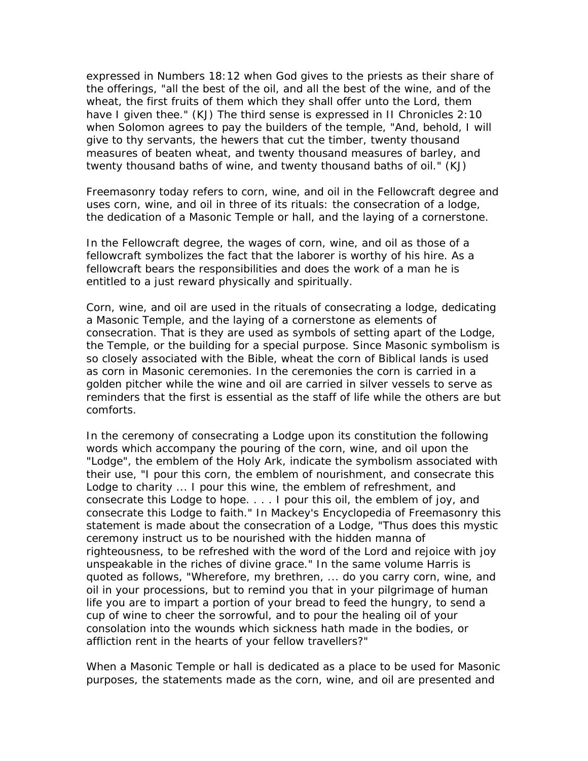expressed in Numbers 18:12 when God gives to the priests as their share of the offerings, "all the best of the oil, and all the best of the wine, and of the wheat, the first fruits of them which they shall offer unto the Lord, them have I given thee." (KJ) The third sense is expressed in II Chronicles 2:10 when Solomon agrees to pay the builders of the temple, "And, behold, I will give to thy servants, the hewers that cut the timber, twenty thousand measures of beaten wheat, and twenty thousand measures of barley, and twenty thousand baths of wine, and twenty thousand baths of oil." (KJ)

Freemasonry today refers to corn, wine, and oil in the Fellowcraft degree and uses corn, wine, and oil in three of its rituals: the consecration of a lodge, the dedication of a Masonic Temple or hall, and the laying of a cornerstone.

In the Fellowcraft degree, the wages of corn, wine, and oil as those of a fellowcraft symbolizes the fact that the laborer is worthy of his hire. As a fellowcraft bears the responsibilities and does the work of a man he is entitled to a just reward physically and spiritually.

Corn, wine, and oil are used in the rituals of consecrating a lodge, dedicating a Masonic Temple, and the laying of a cornerstone as elements of consecration. That is they are used as symbols of setting apart of the Lodge, the Temple, or the building for a special purpose. Since Masonic symbolism is so closely associated with the Bible, wheat the corn of Biblical lands is used as corn in Masonic ceremonies. In the ceremonies the corn is carried in a golden pitcher while the wine and oil are carried in silver vessels to serve as reminders that the first is essential as the staff of life while the others are but comforts.

In the ceremony of consecrating a Lodge upon its constitution the following words which accompany the pouring of the corn, wine, and oil upon the "Lodge", the emblem of the Holy Ark, indicate the symbolism associated with their use, "I pour this corn, the emblem of nourishment, and consecrate this Lodge to charity ... I pour this wine, the emblem of refreshment, and consecrate this Lodge to hope. . . . I pour this oil, the emblem of joy, and consecrate this Lodge to faith." In Mackey's Encyclopedia of Freemasonry this statement is made about the consecration of a Lodge, "Thus does this mystic ceremony instruct us to be nourished with the hidden manna of righteousness, to be refreshed with the word of the Lord and rejoice with joy unspeakable in the riches of divine grace." In the same volume Harris is quoted as follows, "Wherefore, my brethren, ... do you carry corn, wine, and oil in your processions, but to remind you that in your pilgrimage of human life you are to impart a portion of your bread to feed the hungry, to send a cup of wine to cheer the sorrowful, and to pour the healing oil of your consolation into the wounds which sickness hath made in the bodies, or affliction rent in the hearts of your fellow travellers?"

When a Masonic Temple or hall is dedicated as a place to be used for Masonic purposes, the statements made as the corn, wine, and oil are presented and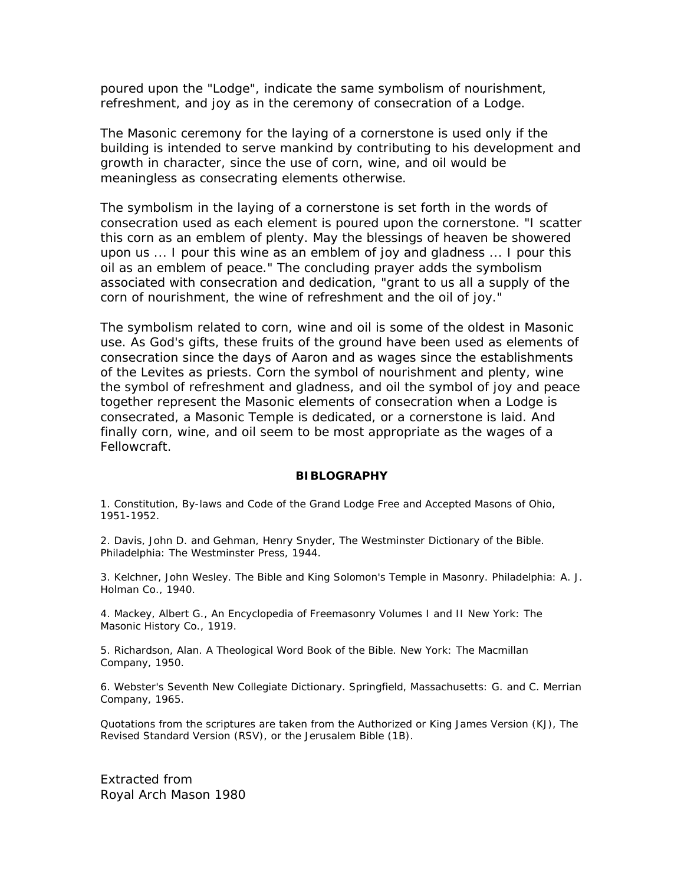poured upon the "Lodge", indicate the same symbolism of nourishment, refreshment, and joy as in the ceremony of consecration of a Lodge.

The Masonic ceremony for the laying of a cornerstone is used only if the building is intended to serve mankind by contributing to his development and growth in character, since the use of corn, wine, and oil would be meaningless as consecrating elements otherwise.

The symbolism in the laying of a cornerstone is set forth in the words of consecration used as each element is poured upon the cornerstone. "I scatter this corn as an emblem of plenty. May the blessings of heaven be showered upon us ... I pour this wine as an emblem of joy and gladness ... I pour this oil as an emblem of peace." The concluding prayer adds the symbolism associated with consecration and dedication, "grant to us all a supply of the corn of nourishment, the wine of refreshment and the oil of joy."

The symbolism related to corn, wine and oil is some of the oldest in Masonic use. As God's gifts, these fruits of the ground have been used as elements of consecration since the days of Aaron and as wages since the establishments of the Levites as priests. Corn the symbol of nourishment and plenty, wine the symbol of refreshment and gladness, and oil the symbol of joy and peace together represent the Masonic elements of consecration when a Lodge is consecrated, a Masonic Temple is dedicated, or a cornerstone is laid. And finally corn, wine, and oil seem to be most appropriate as the wages of a Fellowcraft.

## BIBLIOGRAPHY

1. Constitution, By-laws and Code of the Grand Lodge Free and Accepted Masons of Ohio, 1951-1952.

2. Davis, John D. and Gehman, Henry Snyder, The Westminster Dictionary of the Bible. Philadelphia: The Westminster Press, 1944.

3. Kelchner, John Wesley. The Bible and King Solomon's Temple in Masonry. Philadelphia: A. J. Holman Co., 1940.

4. Mackey, Albert G., An Encyclopedia of Freemasonry Volumes I and II New York: The Masonic History Co., 1919.

5. Richardson, Alan. A Theological Word Book of the Bible. New York: The Macmillan Company, 1950.

6. Webster's Seventh New Collegiate Dictionary. Springfield, Massachusetts: G. and C. Merrian Company, 1965.

Quotations from the scriptures are taken from the Authorized or King James Version (KJ), The Revised Standard Version (RSV), or the Jerusalem Bible (1B).

Extracted from
Royal Arch Mason 1980